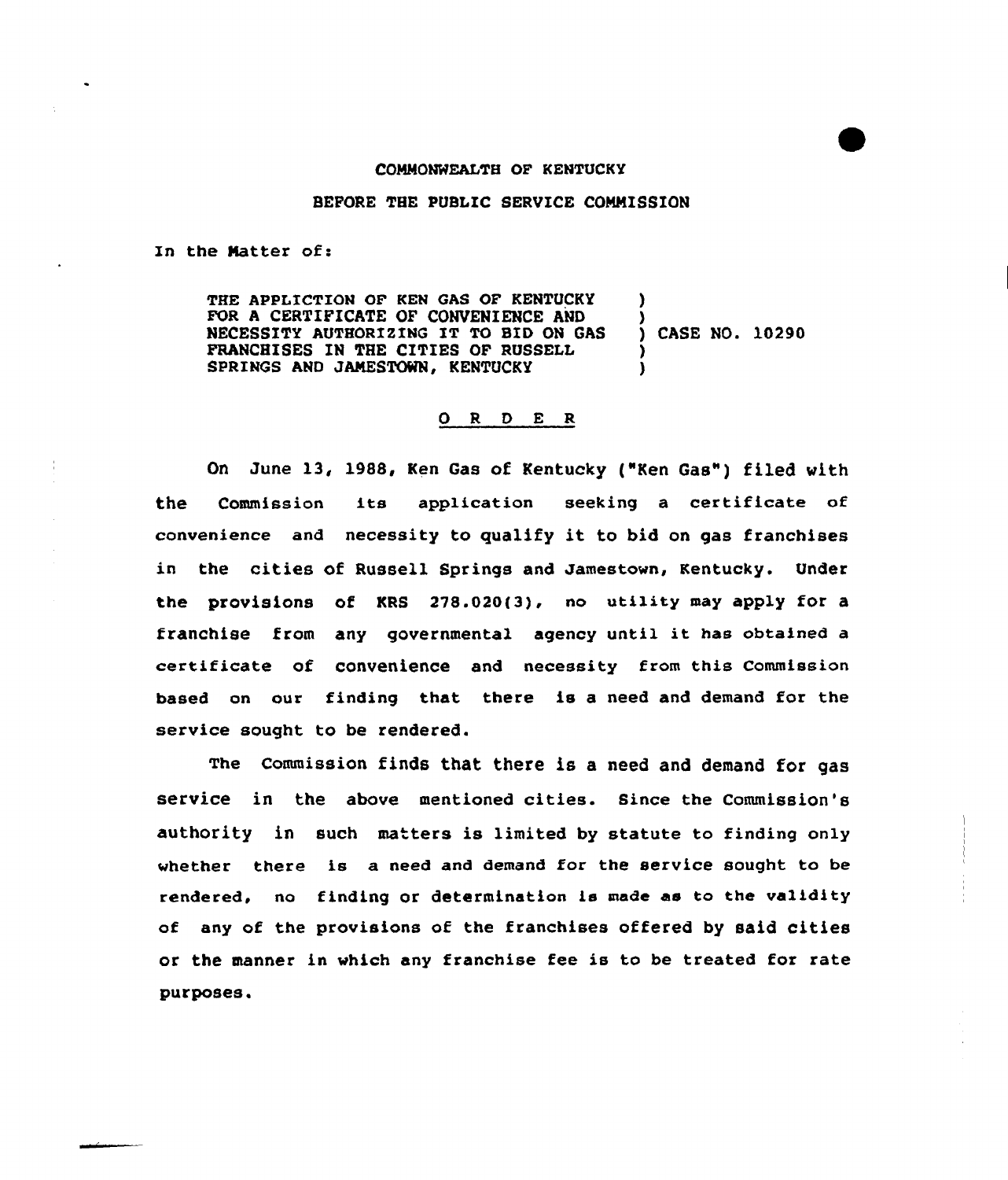COMMONWEALTH OF KENTUCKY

BEFORE THE PUBLIC SERVICE COMMISSION

In the Matter of:

THE APPLICTION OF KEN GAS OF KENTUCKY FOR A CERTIFICATE OF CONVENIENCE AND NECESSITY AUTHORIZING IT TO BID ON GAS FRANCHISES IN THE CITIES OF RUSSELL SPRINGS AND JAMESTOWN, KENTUCKY ) CASE NO. 10290

## O R D E R

On June 13, 1988, Ken Gas of Kentucky ("Ken Gas") filed with the Commission its application seeking a certificate of convenience and necessity to qualify it to bid on gas franchises in the cities of Russell Springs and Jamestown, Kentucky. Under the provisions of KRS 278.020(3), no utility may apply for a franchise from any governmental agency until it has obtained a certificate of convenience and necessity from this Commission based on our finding that there is a need and demand for the service sought to be rendered.

The Commission finds that there is a need and demand for gas service in the above mentioned cities. Since the Commission's authority in such matters is limited by statute to finding only whether there is a need and demand for the service sought to be rendered, no finding or determination is made as to the validity of any of the provisions of the franchises offered by said cities or the manner in which any franchise fee is to be treated for rate purposes.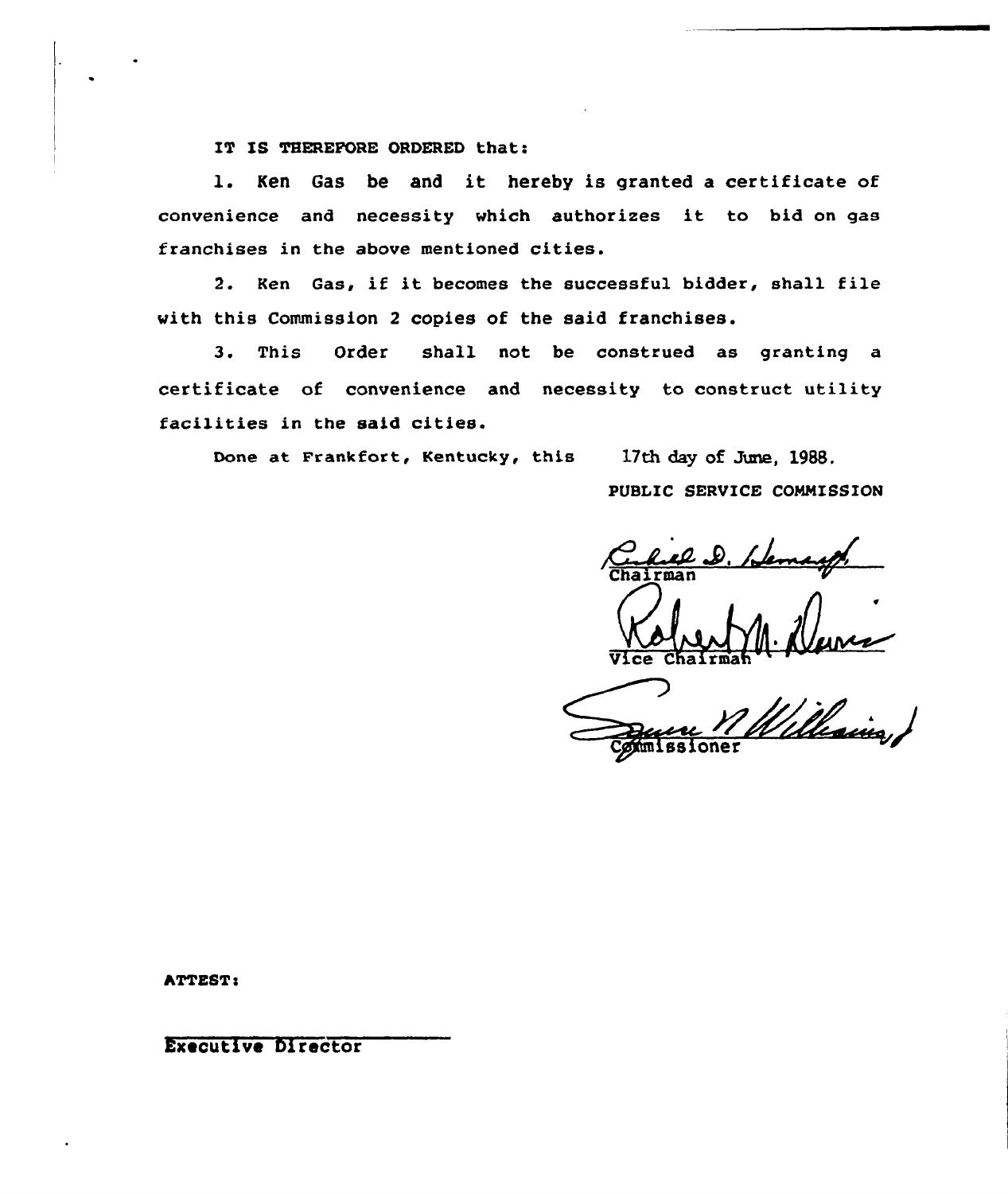IT IS THEREFORE ORDERED that:

1. Ken Gas be and it hereby is granted a certificate of convenience and necessity which authorizes it to bid on gas franchises in the above mentioned cities.

2. Ken Gas, if it becomes the successful bidder, shall file with this Commission 2 copies of the said franchises.

3. This Order shall not be construed as granting a certificate of convenience and necessity to construct utility facilities in the said cities.

Done at Frankfort, Kentucky, this 17th day of June, 1988.

PUBLIC SERVICE COMMISSION

Chairman

Vice Chairman

Commissioner

ATTEST:

Executive Director